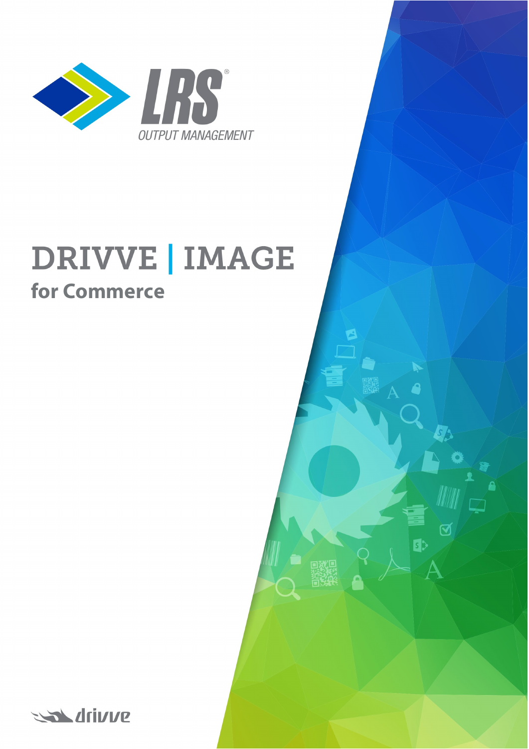LRS®

OUTPUT MANAGEMENT

# DRIVVE | IMAGE

## for Commerce

drivve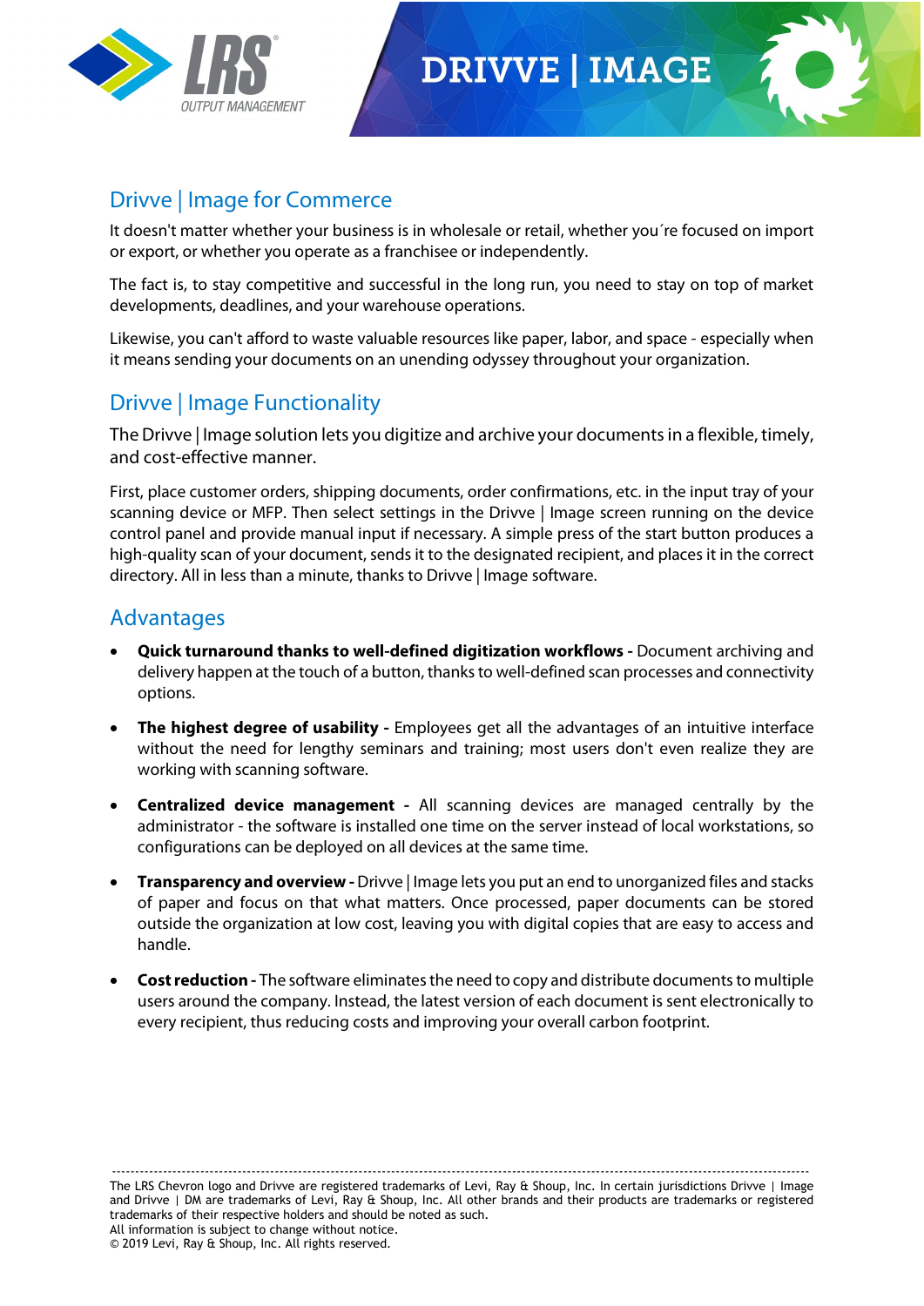# DRIVVE | IMAGE

## Drivve | Image for Commerce

It doesn't matter whether your business is in wholesale or retail, whether you´re focused on import or export, or whether you operate as a franchisee or independently.

The fact is, to stay competitive and successful in the long run, you need to stay on top of market developments, deadlines, and your warehouse operations.

Likewise, you can't afford to waste valuable resources like paper, labor, and space - especially when it means sending your documents on an unending odyssey throughout your organization.

## Drivve | Image Functionality

The Drivve | Image solution lets you digitize and archive your documents in a flexible, timely, and cost-effective manner.

First, place customer orders, shipping documents, order confirmations, etc. in the input tray of your scanning device or MFP. Then select settings in the Drivve | Image screen running on the device control panel and provide manual input if necessary. A simple press of the start button produces a high-quality scan of your document, sends it to the designated recipient, and places it in the correct directory. All in less than a minute, thanks to Drivve | Image software.

## Advantages

- **Quick turnaround thanks to well-defined digitization workflows -** Document archiving and delivery happen at the touch of a button, thanks to well-defined scan processes and connectivity options.
- **The highest degree of usability -** Employees get all the advantages of an intuitive interface without the need for lengthy seminars and training; most users don't even realize they are working with scanning software.
- **Centralized device management -** All scanning devices are managed centrally by the administrator - the software is installed one time on the server instead of local workstations, so configurations can be deployed on all devices at the same time.
- **Transparency and overview -** Drivve | Image lets you put an end to unorganized files and stacks of paper and focus on that what matters. Once processed, paper documents can be stored outside the organization at low cost, leaving you with digital copies that are easy to access and handle.
- **Cost reduction -** The software eliminates the need to copy and distribute documents to multiple users around the company. Instead, the latest version of each document is sent electronically to every recipient, thus reducing costs and improving your overall carbon footprint.

---

The LRS Chevron logo and Drivve are registered trademarks of Levi, Ray & Shoup, Inc. In certain jurisdictions Drivve | Image and Drivve | DM are trademarks of Levi, Ray & Shoup, Inc. All other brands and their products are trademarks or registered trademarks of their respective holders and should be noted as such.
All information is subject to change without notice.
© 2019 Levi, Ray & Shoup, Inc. All rights reserved.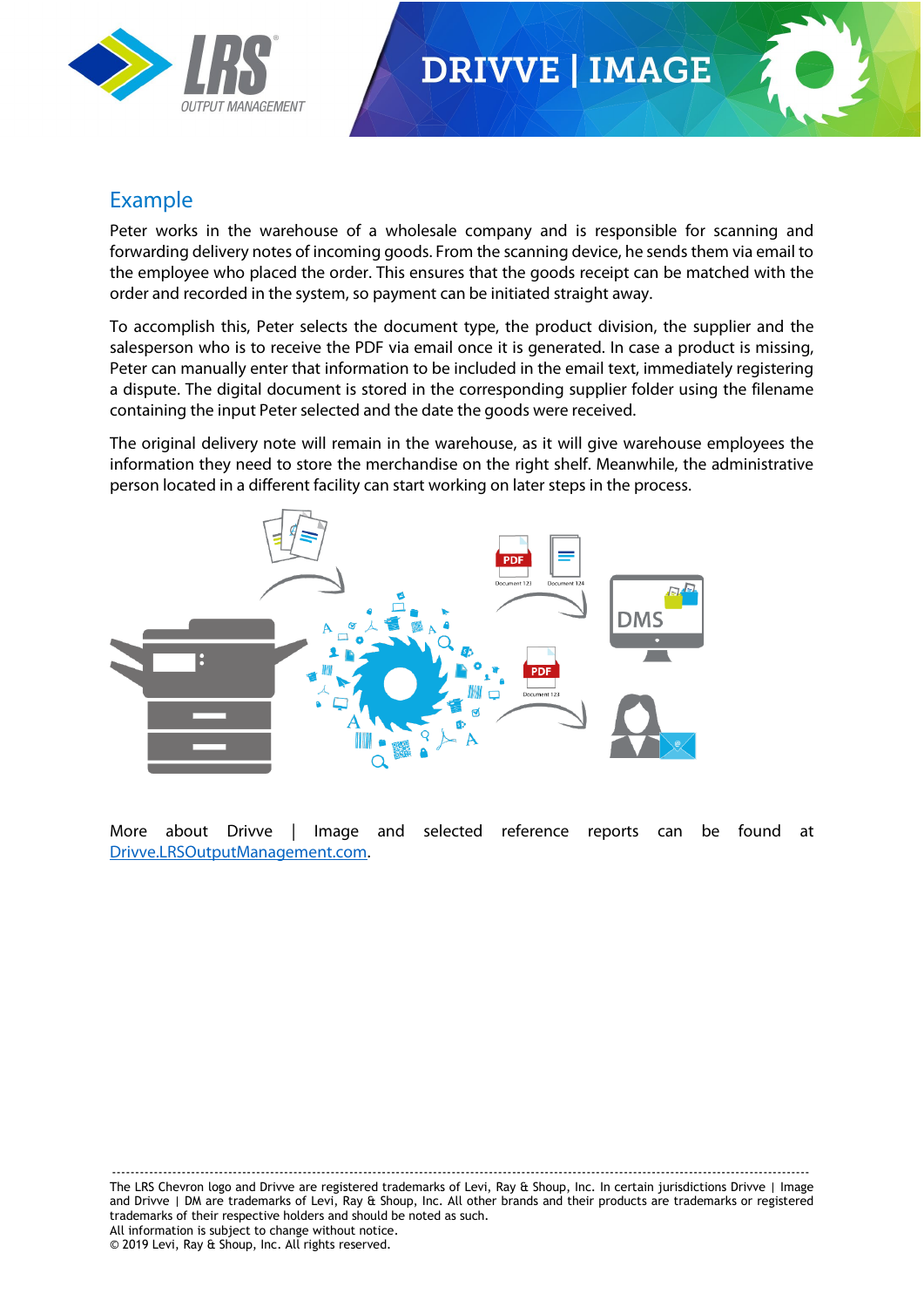## Example

Peter works in the warehouse of a wholesale company and is responsible for scanning and forwarding delivery notes of incoming goods. From the scanning device, he sends them via email to the employee who placed the order. This ensures that the goods receipt can be matched with the order and recorded in the system, so payment can be initiated straight away.

To accomplish this, Peter selects the document type, the product division, the supplier and the salesperson who is to receive the PDF via email once it is generated. In case a product is missing, Peter can manually enter that information to be included in the email text, immediately registering a dispute. The digital document is stored in the corresponding supplier folder using the filename containing the input Peter selected and the date the goods were received.

The original delivery note will remain in the warehouse, as it will give warehouse employees the information they need to store the merchandise on the right shelf. Meanwhile, the administrative person located in a different facility can start working on later steps in the process.

More about Drivve | Image and selected reference reports can be found at [Drivve.LRSOutputManagement.com](Drivve.LRSOutputManagement.com).

---

The LRS Chevron logo and Drivve are registered trademarks of Levi, Ray & Shoup, Inc. In certain jurisdictions Drivve | Image and Drivve | DM are trademarks of Levi, Ray & Shoup, Inc. All other brands and their products are trademarks or registered trademarks of their respective holders and should be noted as such.
All information is subject to change without notice.
© 2019 Levi, Ray & Shoup, Inc. All rights reserved.